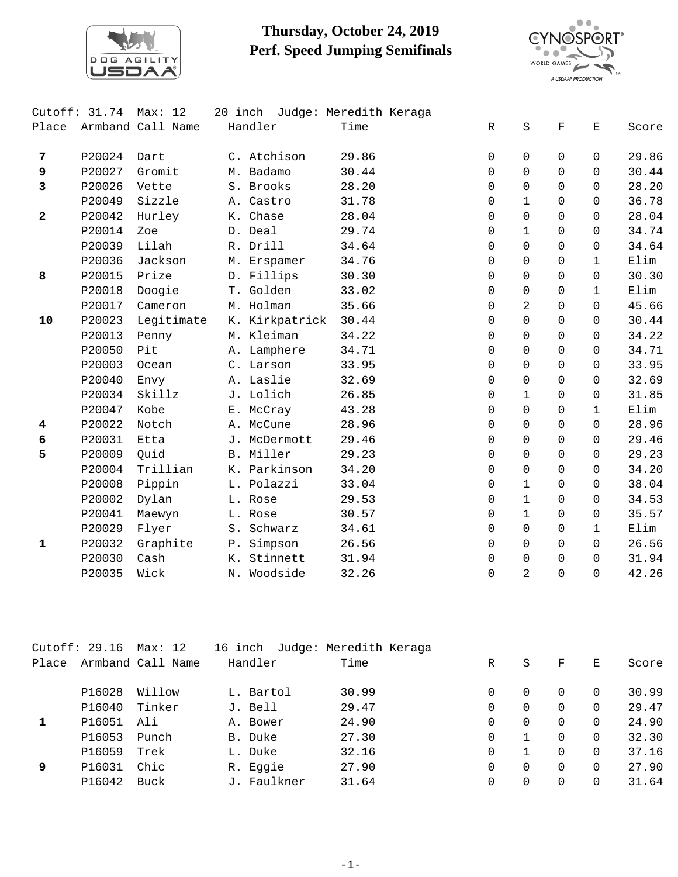# Thursday, October 24, 2019
## Perf. Speed Jumping Semifinals

Cutoff: 31.74 Max: 12 20 inch Judge: Meredith Keraga

| Place | Armband | Call Name | Handler | Time | R | S | F | E | Score |
|---|---|---|---|---|---|---|---|---|---|
| **7** | P20024 | Dart | C. Atchison | 29.86 | 0 | 0 | 0 | 0 | 29.86 |
| **9** | P20027 | Gromit | M. Badamo | 30.44 | 0 | 0 | 0 | 0 | 30.44 |
| **3** | P20026 | Vette | S. Brooks | 28.20 | 0 | 0 | 0 | 0 | 28.20 |
| | P20049 | Sizzle | A. Castro | 31.78 | 0 | 1 | 0 | 0 | 36.78 |
| **2** | P20042 | Hurley | K. Chase | 28.04 | 0 | 0 | 0 | 0 | 28.04 |
| | P20014 | Zoe | D. Deal | 29.74 | 0 | 1 | 0 | 0 | 34.74 |
| | P20039 | Lilah | R. Drill | 34.64 | 0 | 0 | 0 | 0 | 34.64 |
| | P20036 | Jackson | M. Erspamer | 34.76 | 0 | 0 | 0 | 1 | Elim |
| **8** | P20015 | Prize | D. Fillips | 30.30 | 0 | 0 | 0 | 0 | 30.30 |
| | P20018 | Doogie | T. Golden | 33.02 | 0 | 0 | 0 | 1 | Elim |
| | P20017 | Cameron | M. Holman | 35.66 | 0 | 2 | 0 | 0 | 45.66 |
| **10** | P20023 | Legitimate | K. Kirkpatrick | 30.44 | 0 | 0 | 0 | 0 | 30.44 |
| | P20013 | Penny | M. Kleiman | 34.22 | 0 | 0 | 0 | 0 | 34.22 |
| | P20050 | Pit | A. Lamphere | 34.71 | 0 | 0 | 0 | 0 | 34.71 |
| | P20003 | Ocean | C. Larson | 33.95 | 0 | 0 | 0 | 0 | 33.95 |
| | P20040 | Envy | A. Laslie | 32.69 | 0 | 0 | 0 | 0 | 32.69 |
| | P20034 | Skillz | J. Lolich | 26.85 | 0 | 1 | 0 | 0 | 31.85 |
| | P20047 | Kobe | E. McCray | 43.28 | 0 | 0 | 0 | 1 | Elim |
| **4** | P20022 | Notch | A. McCune | 28.96 | 0 | 0 | 0 | 0 | 28.96 |
| **6** | P20031 | Etta | J. McDermott | 29.46 | 0 | 0 | 0 | 0 | 29.46 |
| **5** | P20009 | Quid | B. Miller | 29.23 | 0 | 0 | 0 | 0 | 29.23 |
| | P20004 | Trillian | K. Parkinson | 34.20 | 0 | 0 | 0 | 0 | 34.20 |
| | P20008 | Pippin | L. Polazzi | 33.04 | 0 | 1 | 0 | 0 | 38.04 |
| | P20002 | Dylan | L. Rose | 29.53 | 0 | 1 | 0 | 0 | 34.53 |
| | P20041 | Maewyn | L. Rose | 30.57 | 0 | 1 | 0 | 0 | 35.57 |
| | P20029 | Flyer | S. Schwarz | 34.61 | 0 | 0 | 0 | 1 | Elim |
| **1** | P20032 | Graphite | P. Simpson | 26.56 | 0 | 0 | 0 | 0 | 26.56 |
| | P20030 | Cash | K. Stinnett | 31.94 | 0 | 0 | 0 | 0 | 31.94 |
| | P20035 | Wick | N. Woodside | 32.26 | 0 | 2 | 0 | 0 | 42.26 |

Cutoff: 29.16 Max: 12 16 inch Judge: Meredith Keraga

| Place | Armband | Call Name | Handler | Time | R | S | F | E | Score |
|---|---|---|---|---|---|---|---|---|---|
| | P16028 | Willow | L. Bartol | 30.99 | 0 | 0 | 0 | 0 | 30.99 |
| | P16040 | Tinker | J. Bell | 29.47 | 0 | 0 | 0 | 0 | 29.47 |
| **1** | P16051 | Ali | A. Bower | 24.90 | 0 | 0 | 0 | 0 | 24.90 |
| | P16053 | Punch | B. Duke | 27.30 | 0 | 1 | 0 | 0 | 32.30 |
| | P16059 | Trek | L. Duke | 32.16 | 0 | 1 | 0 | 0 | 37.16 |
| **9** | P16031 | Chic | R. Eggie | 27.90 | 0 | 0 | 0 | 0 | 27.90 |
| | P16042 | Buck | J. Faulkner | 31.64 | 0 | 0 | 0 | 0 | 31.64 |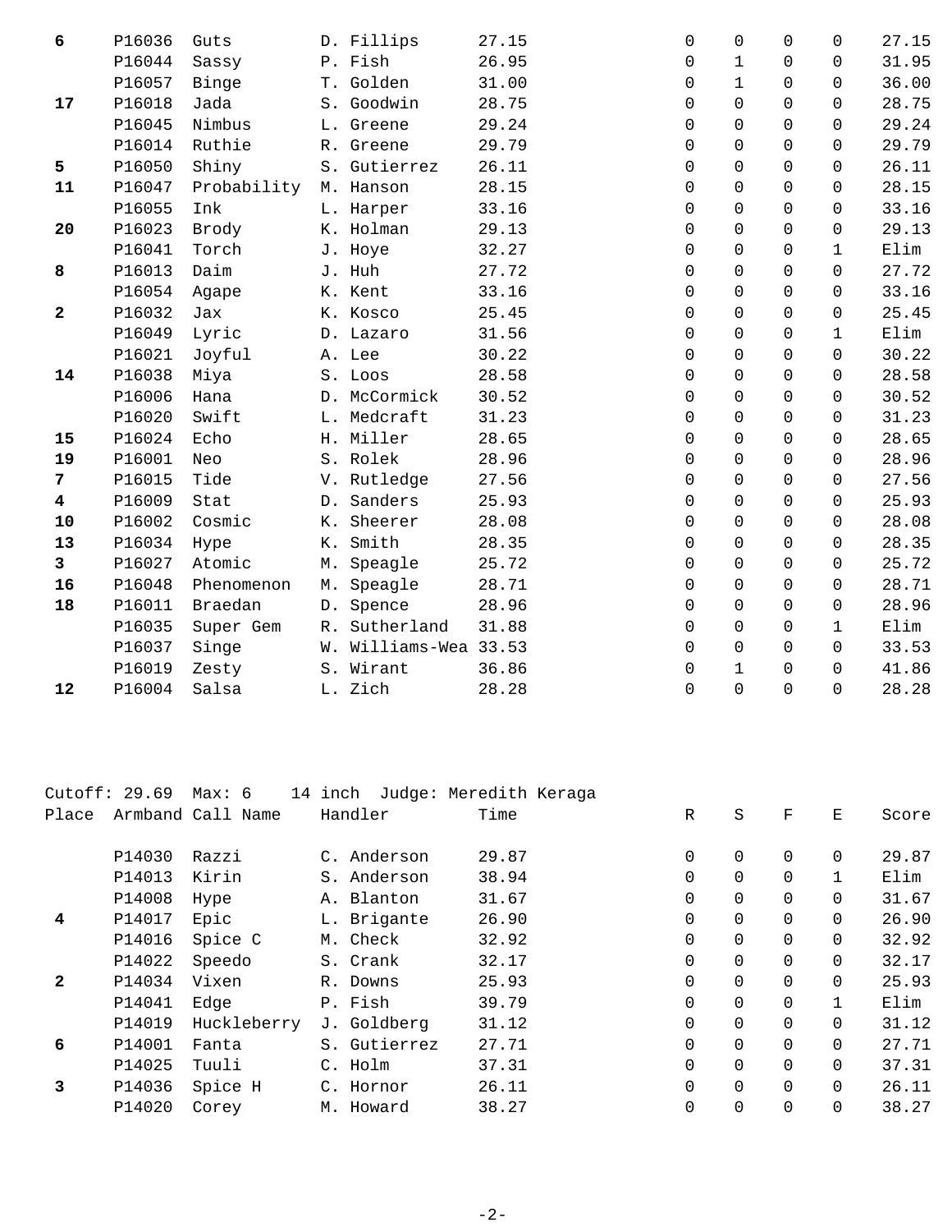| Place | Armband | Call Name | Handler | Time | R | S | F | E | Score |
|---|---|---|---|---|---|---|---|---|---|
| **6** | P16036 | Guts | D. Fillips | 27.15 | 0 | 0 | 0 | 0 | 27.15 |
| | P16044 | Sassy | P. Fish | 26.95 | 0 | 1 | 0 | 0 | 31.95 |
| | P16057 | Binge | T. Golden | 31.00 | 0 | 1 | 0 | 0 | 36.00 |
| **17** | P16018 | Jada | S. Goodwin | 28.75 | 0 | 0 | 0 | 0 | 28.75 |
| | P16045 | Nimbus | L. Greene | 29.24 | 0 | 0 | 0 | 0 | 29.24 |
| | P16014 | Ruthie | R. Greene | 29.79 | 0 | 0 | 0 | 0 | 29.79 |
| **5** | P16050 | Shiny | S. Gutierrez | 26.11 | 0 | 0 | 0 | 0 | 26.11 |
| **11** | P16047 | Probability | M. Hanson | 28.15 | 0 | 0 | 0 | 0 | 28.15 |
| | P16055 | Ink | L. Harper | 33.16 | 0 | 0 | 0 | 0 | 33.16 |
| **20** | P16023 | Brody | K. Holman | 29.13 | 0 | 0 | 0 | 0 | 29.13 |
| | P16041 | Torch | J. Hoye | 32.27 | 0 | 0 | 0 | 1 | Elim |
| **8** | P16013 | Daim | J. Huh | 27.72 | 0 | 0 | 0 | 0 | 27.72 |
| | P16054 | Agape | K. Kent | 33.16 | 0 | 0 | 0 | 0 | 33.16 |
| **2** | P16032 | Jax | K. Kosco | 25.45 | 0 | 0 | 0 | 0 | 25.45 |
| | P16049 | Lyric | D. Lazaro | 31.56 | 0 | 0 | 0 | 1 | Elim |
| | P16021 | Joyful | A. Lee | 30.22 | 0 | 0 | 0 | 0 | 30.22 |
| **14** | P16038 | Miya | S. Loos | 28.58 | 0 | 0 | 0 | 0 | 28.58 |
| | P16006 | Hana | D. McCormick | 30.52 | 0 | 0 | 0 | 0 | 30.52 |
| | P16020 | Swift | L. Medcraft | 31.23 | 0 | 0 | 0 | 0 | 31.23 |
| **15** | P16024 | Echo | H. Miller | 28.65 | 0 | 0 | 0 | 0 | 28.65 |
| **19** | P16001 | Neo | S. Rolek | 28.96 | 0 | 0 | 0 | 0 | 28.96 |
| **7** | P16015 | Tide | V. Rutledge | 27.56 | 0 | 0 | 0 | 0 | 27.56 |
| **4** | P16009 | Stat | D. Sanders | 25.93 | 0 | 0 | 0 | 0 | 25.93 |
| **10** | P16002 | Cosmic | K. Sheerer | 28.08 | 0 | 0 | 0 | 0 | 28.08 |
| **13** | P16034 | Hype | K. Smith | 28.35 | 0 | 0 | 0 | 0 | 28.35 |
| **3** | P16027 | Atomic | M. Speagle | 25.72 | 0 | 0 | 0 | 0 | 25.72 |
| **16** | P16048 | Phenomenon | M. Speagle | 28.71 | 0 | 0 | 0 | 0 | 28.71 |
| **18** | P16011 | Braedan | D. Spence | 28.96 | 0 | 0 | 0 | 0 | 28.96 |
| | P16035 | Super Gem | R. Sutherland | 31.88 | 0 | 0 | 0 | 1 | Elim |
| | P16037 | Singe | W. Williams-Wea | 33.53 | 0 | 0 | 0 | 0 | 33.53 |
| | P16019 | Zesty | S. Wirant | 36.86 | 0 | 1 | 0 | 0 | 41.86 |
| **12** | P16004 | Salsa | L. Zich | 28.28 | 0 | 0 | 0 | 0 | 28.28 |

Cutoff: 29.69 Max: 6 14 inch Judge: Meredith Keraga

| Place | Armband | Call Name | Handler | Time | R | S | F | E | Score |
|---|---|---|---|---|---|---|---|---|---|
| | P14030 | Razzi | C. Anderson | 29.87 | 0 | 0 | 0 | 0 | 29.87 |
| | P14013 | Kirin | S. Anderson | 38.94 | 0 | 0 | 0 | 1 | Elim |
| | P14008 | Hype | A. Blanton | 31.67 | 0 | 0 | 0 | 0 | 31.67 |
| **4** | P14017 | Epic | L. Brigante | 26.90 | 0 | 0 | 0 | 0 | 26.90 |
| | P14016 | Spice C | M. Check | 32.92 | 0 | 0 | 0 | 0 | 32.92 |
| | P14022 | Speedo | S. Crank | 32.17 | 0 | 0 | 0 | 0 | 32.17 |
| **2** | P14034 | Vixen | R. Downs | 25.93 | 0 | 0 | 0 | 0 | 25.93 |
| | P14041 | Edge | P. Fish | 39.79 | 0 | 0 | 0 | 1 | Elim |
| | P14019 | Huckleberry | J. Goldberg | 31.12 | 0 | 0 | 0 | 0 | 31.12 |
| **6** | P14001 | Fanta | S. Gutierrez | 27.71 | 0 | 0 | 0 | 0 | 27.71 |
| | P14025 | Tuuli | C. Holm | 37.31 | 0 | 0 | 0 | 0 | 37.31 |
| **3** | P14036 | Spice H | C. Hornor | 26.11 | 0 | 0 | 0 | 0 | 26.11 |
| | P14020 | Corey | M. Howard | 38.27 | 0 | 0 | 0 | 0 | 38.27 |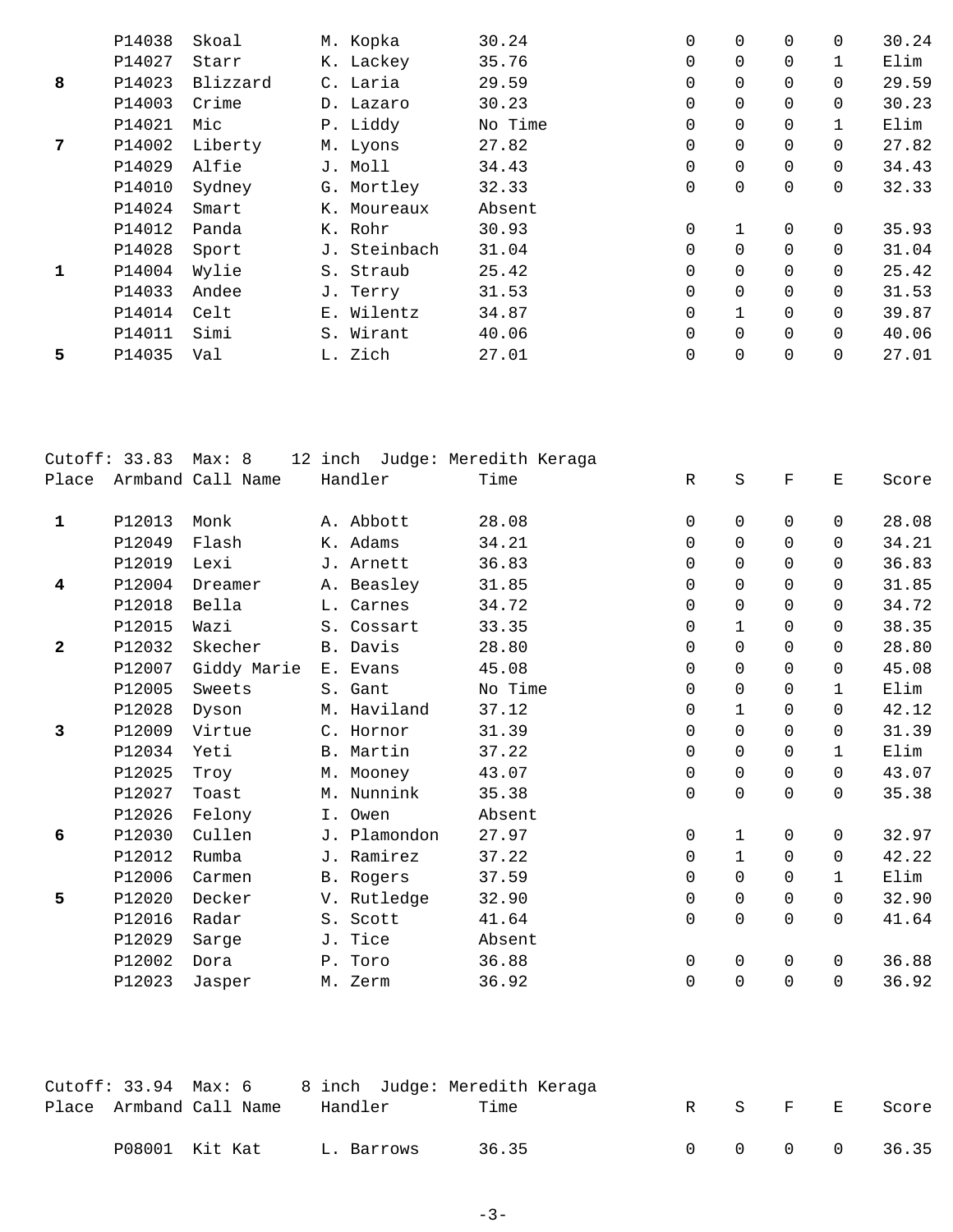| Place | Armband | Call Name | Handler | Time | R | S | F | E | Score |
|---|---|---|---|---|---|---|---|---|---|
| | P14038 | Skoal | M. Kopka | 30.24 | 0 | 0 | 0 | 0 | 30.24 |
| | P14027 | Starr | K. Lackey | 35.76 | 0 | 0 | 0 | 1 | Elim |
| **8** | P14023 | Blizzard | C. Laria | 29.59 | 0 | 0 | 0 | 0 | 29.59 |
| | P14003 | Crime | D. Lazaro | 30.23 | 0 | 0 | 0 | 0 | 30.23 |
| | P14021 | Mic | P. Liddy | No Time | 0 | 0 | 0 | 1 | Elim |
| **7** | P14002 | Liberty | M. Lyons | 27.82 | 0 | 0 | 0 | 0 | 27.82 |
| | P14029 | Alfie | J. Moll | 34.43 | 0 | 0 | 0 | 0 | 34.43 |
| | P14010 | Sydney | G. Mortley | 32.33 | 0 | 0 | 0 | 0 | 32.33 |
| | P14024 | Smart | K. Moureaux | Absent | | | | | |
| | P14012 | Panda | K. Rohr | 30.93 | 0 | 1 | 0 | 0 | 35.93 |
| | P14028 | Sport | J. Steinbach | 31.04 | 0 | 0 | 0 | 0 | 31.04 |
| **1** | P14004 | Wylie | S. Straub | 25.42 | 0 | 0 | 0 | 0 | 25.42 |
| | P14033 | Andee | J. Terry | 31.53 | 0 | 0 | 0 | 0 | 31.53 |
| | P14014 | Celt | E. Wilentz | 34.87 | 0 | 1 | 0 | 0 | 39.87 |
| | P14011 | Simi | S. Wirant | 40.06 | 0 | 0 | 0 | 0 | 40.06 |
| **5** | P14035 | Val | L. Zich | 27.01 | 0 | 0 | 0 | 0 | 27.01 |

Cutoff: 33.83 Max: 8 12 inch Judge: Meredith Keraga

| Place | Armband | Call Name | Handler | Time | R | S | F | E | Score |
|---|---|---|---|---|---|---|---|---|---|
| **1** | P12013 | Monk | A. Abbott | 28.08 | 0 | 0 | 0 | 0 | 28.08 |
| | P12049 | Flash | K. Adams | 34.21 | 0 | 0 | 0 | 0 | 34.21 |
| | P12019 | Lexi | J. Arnett | 36.83 | 0 | 0 | 0 | 0 | 36.83 |
| **4** | P12004 | Dreamer | A. Beasley | 31.85 | 0 | 0 | 0 | 0 | 31.85 |
| | P12018 | Bella | L. Carnes | 34.72 | 0 | 0 | 0 | 0 | 34.72 |
| | P12015 | Wazi | S. Cossart | 33.35 | 0 | 1 | 0 | 0 | 38.35 |
| **2** | P12032 | Skecher | B. Davis | 28.80 | 0 | 0 | 0 | 0 | 28.80 |
| | P12007 | Giddy Marie | E. Evans | 45.08 | 0 | 0 | 0 | 0 | 45.08 |
| | P12005 | Sweets | S. Gant | No Time | 0 | 0 | 0 | 1 | Elim |
| | P12028 | Dyson | M. Haviland | 37.12 | 0 | 1 | 0 | 0 | 42.12 |
| **3** | P12009 | Virtue | C. Hornor | 31.39 | 0 | 0 | 0 | 0 | 31.39 |
| | P12034 | Yeti | B. Martin | 37.22 | 0 | 0 | 0 | 1 | Elim |
| | P12025 | Troy | M. Mooney | 43.07 | 0 | 0 | 0 | 0 | 43.07 |
| | P12027 | Toast | M. Nunnink | 35.38 | 0 | 0 | 0 | 0 | 35.38 |
| | P12026 | Felony | I. Owen | Absent | | | | | |
| **6** | P12030 | Cullen | J. Plamondon | 27.97 | 0 | 1 | 0 | 0 | 32.97 |
| | P12012 | Rumba | J. Ramirez | 37.22 | 0 | 1 | 0 | 0 | 42.22 |
| | P12006 | Carmen | B. Rogers | 37.59 | 0 | 0 | 0 | 1 | Elim |
| **5** | P12020 | Decker | V. Rutledge | 32.90 | 0 | 0 | 0 | 0 | 32.90 |
| | P12016 | Radar | S. Scott | 41.64 | 0 | 0 | 0 | 0 | 41.64 |
| | P12029 | Sarge | J. Tice | Absent | | | | | |
| | P12002 | Dora | P. Toro | 36.88 | 0 | 0 | 0 | 0 | 36.88 |
| | P12023 | Jasper | M. Zerm | 36.92 | 0 | 0 | 0 | 0 | 36.92 |

Cutoff: 33.94 Max: 6 8 inch Judge: Meredith Keraga

| Place | Armband | Call Name | Handler | Time | R | S | F | E | Score |
|---|---|---|---|---|---|---|---|---|---|
| | P08001 | Kit Kat | L. Barrows | 36.35 | 0 | 0 | 0 | 0 | 36.35 |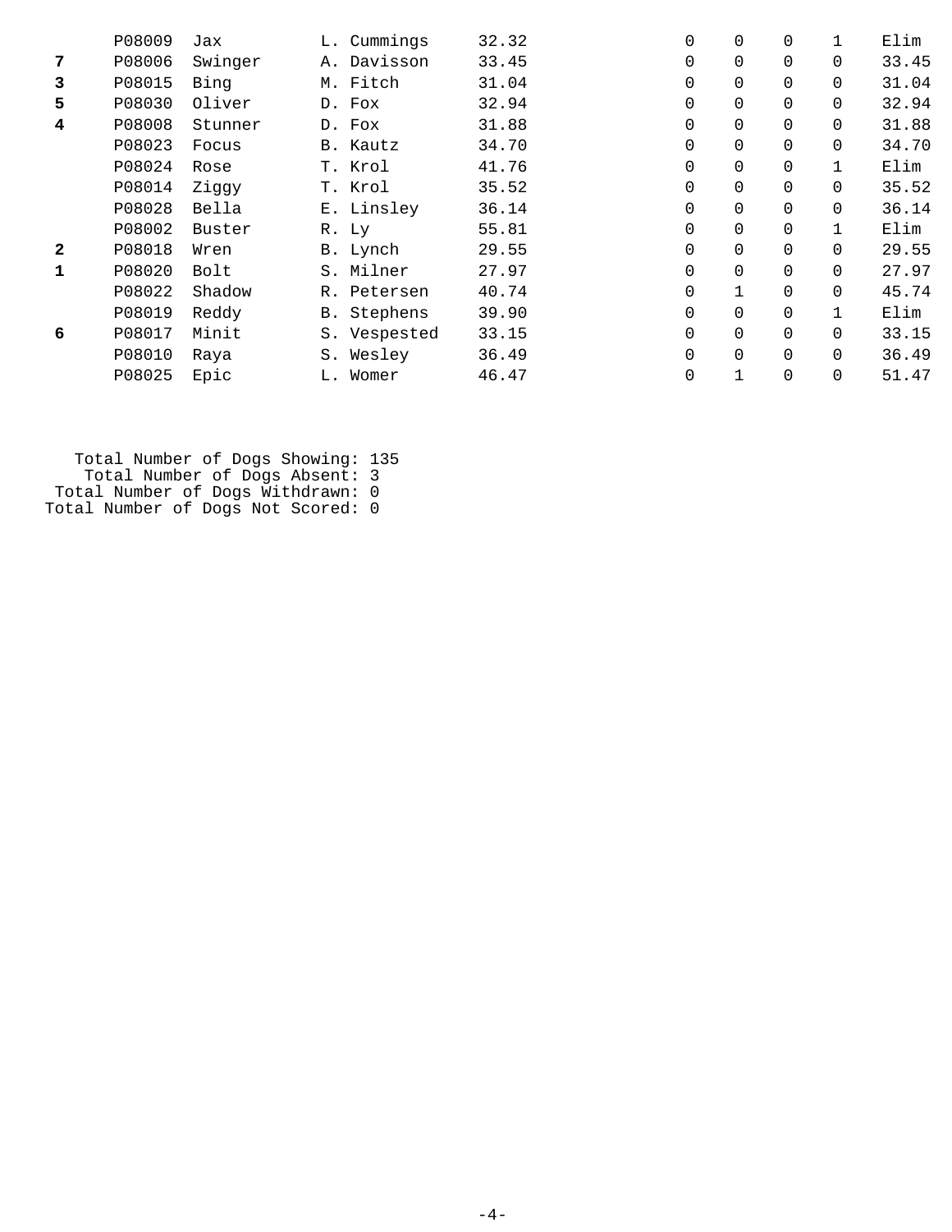| | | | | | | | | | |
|---|---|---|---|---|---|---|---|---|---|
| | P08009 | Jax | L. Cummings | 32.32 | 0 | 0 | 0 | 1 | Elim |
| **7** | P08006 | Swinger | A. Davisson | 33.45 | 0 | 0 | 0 | 0 | 33.45 |
| **3** | P08015 | Bing | M. Fitch | 31.04 | 0 | 0 | 0 | 0 | 31.04 |
| **5** | P08030 | Oliver | D. Fox | 32.94 | 0 | 0 | 0 | 0 | 32.94 |
| **4** | P08008 | Stunner | D. Fox | 31.88 | 0 | 0 | 0 | 0 | 31.88 |
| | P08023 | Focus | B. Kautz | 34.70 | 0 | 0 | 0 | 0 | 34.70 |
| | P08024 | Rose | T. Krol | 41.76 | 0 | 0 | 0 | 1 | Elim |
| | P08014 | Ziggy | T. Krol | 35.52 | 0 | 0 | 0 | 0 | 35.52 |
| | P08028 | Bella | E. Linsley | 36.14 | 0 | 0 | 0 | 0 | 36.14 |
| | P08002 | Buster | R. Ly | 55.81 | 0 | 0 | 0 | 1 | Elim |
| **2** | P08018 | Wren | B. Lynch | 29.55 | 0 | 0 | 0 | 0 | 29.55 |
| **1** | P08020 | Bolt | S. Milner | 27.97 | 0 | 0 | 0 | 0 | 27.97 |
| | P08022 | Shadow | R. Petersen | 40.74 | 0 | 1 | 0 | 0 | 45.74 |
| | P08019 | Reddy | B. Stephens | 39.90 | 0 | 0 | 0 | 1 | Elim |
| **6** | P08017 | Minit | S. Vespested | 33.15 | 0 | 0 | 0 | 0 | 33.15 |
| | P08010 | Raya | S. Wesley | 36.49 | 0 | 0 | 0 | 0 | 36.49 |
| | P08025 | Epic | L. Womer | 46.47 | 0 | 1 | 0 | 0 | 51.47 |

Total Number of Dogs Showing: 135
Total Number of Dogs Absent: 3
Total Number of Dogs Withdrawn: 0
Total Number of Dogs Not Scored: 0